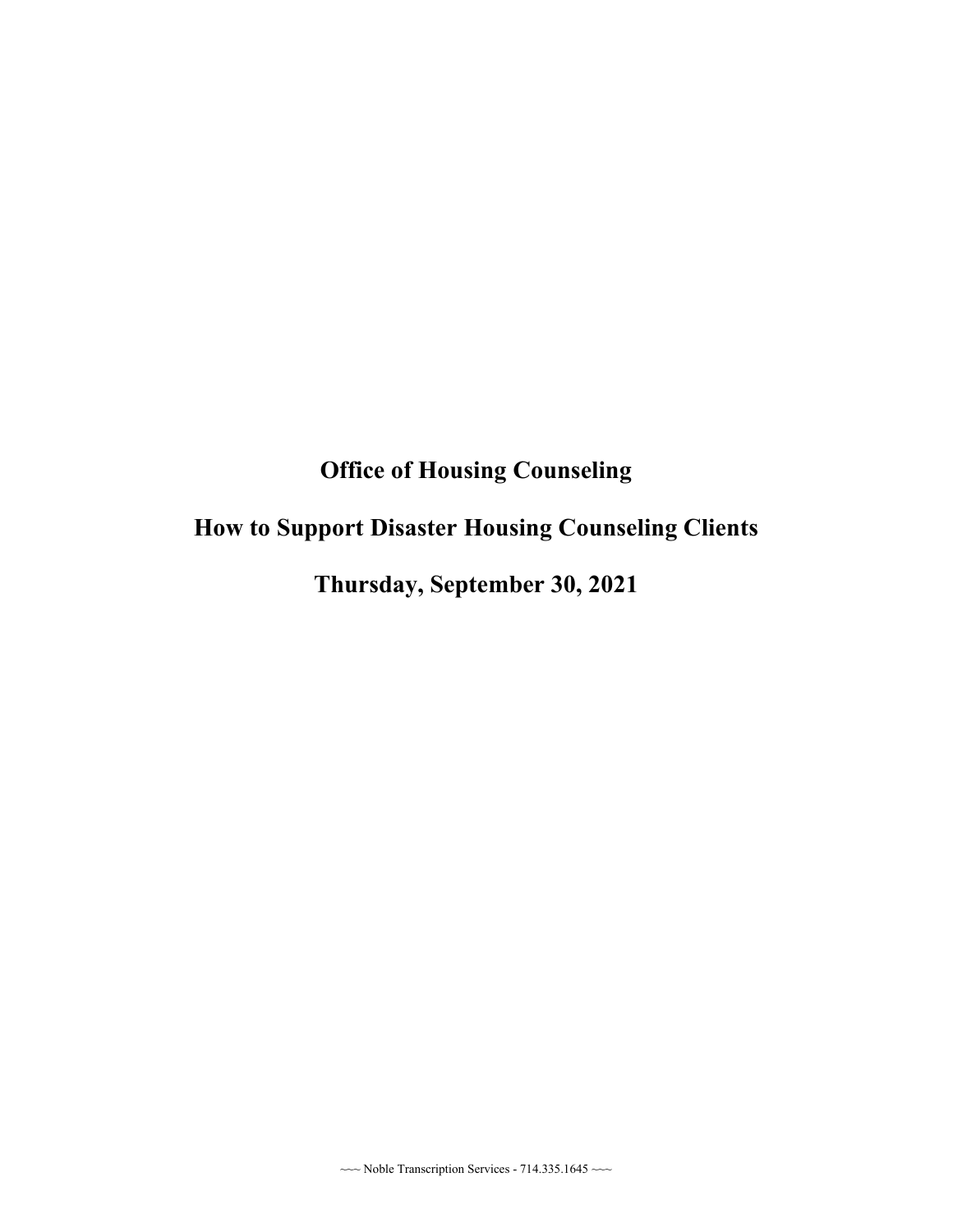# Office of Housing Counseling

# How to Support Disaster Housing Counseling Clients

# Thursday, September 30, 2021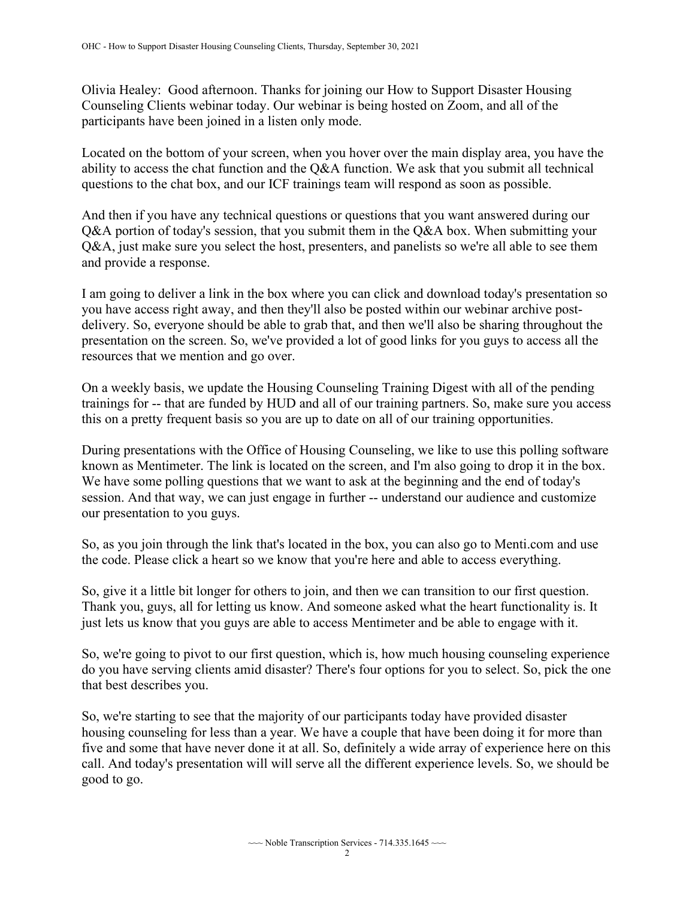Olivia Healey: Good afternoon. Thanks for joining our How to Support Disaster Housing Counseling Clients webinar today. Our webinar is being hosted on Zoom, and all of the participants have been joined in a listen only mode.

Located on the bottom of your screen, when you hover over the main display area, you have the ability to access the chat function and the Q&A function. We ask that you submit all technical questions to the chat box, and our ICF trainings team will respond as soon as possible.

And then if you have any technical questions or questions that you want answered during our Q&A portion of today's session, that you submit them in the Q&A box. When submitting your Q&A, just make sure you select the host, presenters, and panelists so we're all able to see them and provide a response.

I am going to deliver a link in the box where you can click and download today's presentation so you have access right away, and then they'll also be posted within our webinar archive post-delivery. So, everyone should be able to grab that, and then we'll also be sharing throughout the presentation on the screen. So, we've provided a lot of good links for you guys to access all the resources that we mention and go over.

On a weekly basis, we update the Housing Counseling Training Digest with all of the pending trainings for -- that are funded by HUD and all of our training partners. So, make sure you access this on a pretty frequent basis so you are up to date on all of our training opportunities.

During presentations with the Office of Housing Counseling, we like to use this polling software known as Mentimeter. The link is located on the screen, and I'm also going to drop it in the box. We have some polling questions that we want to ask at the beginning and the end of today's session. And that way, we can just engage in further -- understand our audience and customize our presentation to you guys.

So, as you join through the link that's located in the box, you can also go to Menti.com and use the code. Please click a heart so we know that you're here and able to access everything.

So, give it a little bit longer for others to join, and then we can transition to our first question. Thank you, guys, all for letting us know. And someone asked what the heart functionality is. It just lets us know that you guys are able to access Mentimeter and be able to engage with it.

So, we're going to pivot to our first question, which is, how much housing counseling experience do you have serving clients amid disaster? There's four options for you to select. So, pick the one that best describes you.

So, we're starting to see that the majority of our participants today have provided disaster housing counseling for less than a year. We have a couple that have been doing it for more than five and some that have never done it at all. So, definitely a wide array of experience here on this call. And today's presentation will will serve all the different experience levels. So, we should be good to go.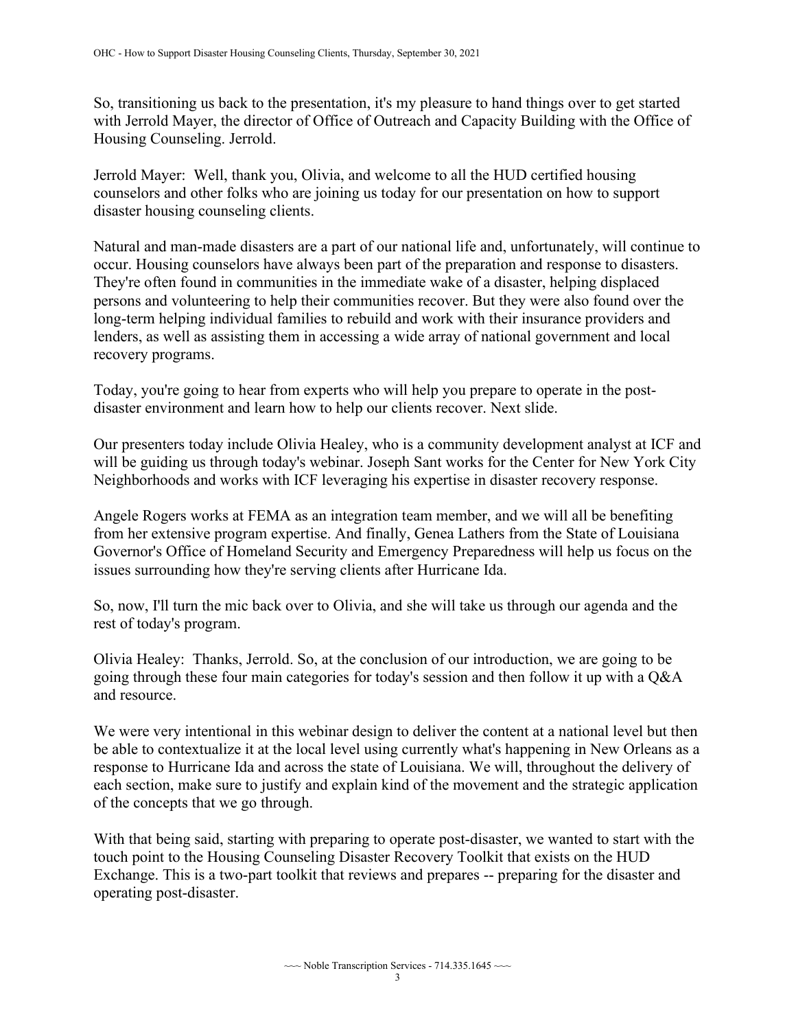So, transitioning us back to the presentation, it's my pleasure to hand things over to get started with Jerrold Mayer, the director of Office of Outreach and Capacity Building with the Office of Housing Counseling. Jerrold.

Jerrold Mayer: Well, thank you, Olivia, and welcome to all the HUD certified housing counselors and other folks who are joining us today for our presentation on how to support disaster housing counseling clients.

Natural and man-made disasters are a part of our national life and, unfortunately, will continue to occur. Housing counselors have always been part of the preparation and response to disasters. They're often found in communities in the immediate wake of a disaster, helping displaced persons and volunteering to help their communities recover. But they were also found over the long-term helping individual families to rebuild and work with their insurance providers and lenders, as well as assisting them in accessing a wide array of national government and local recovery programs.

Today, you're going to hear from experts who will help you prepare to operate in the post-disaster environment and learn how to help our clients recover. Next slide.

Our presenters today include Olivia Healey, who is a community development analyst at ICF and will be guiding us through today's webinar. Joseph Sant works for the Center for New York City Neighborhoods and works with ICF leveraging his expertise in disaster recovery response.

Angele Rogers works at FEMA as an integration team member, and we will all be benefiting from her extensive program expertise. And finally, Genea Lathers from the State of Louisiana Governor's Office of Homeland Security and Emergency Preparedness will help us focus on the issues surrounding how they're serving clients after Hurricane Ida.

So, now, I'll turn the mic back over to Olivia, and she will take us through our agenda and the rest of today's program.

Olivia Healey: Thanks, Jerrold. So, at the conclusion of our introduction, we are going to be going through these four main categories for today's session and then follow it up with a Q&A and resource.

We were very intentional in this webinar design to deliver the content at a national level but then be able to contextualize it at the local level using currently what's happening in New Orleans as a response to Hurricane Ida and across the state of Louisiana. We will, throughout the delivery of each section, make sure to justify and explain kind of the movement and the strategic application of the concepts that we go through.

With that being said, starting with preparing to operate post-disaster, we wanted to start with the touch point to the Housing Counseling Disaster Recovery Toolkit that exists on the HUD Exchange. This is a two-part toolkit that reviews and prepares -- preparing for the disaster and operating post-disaster.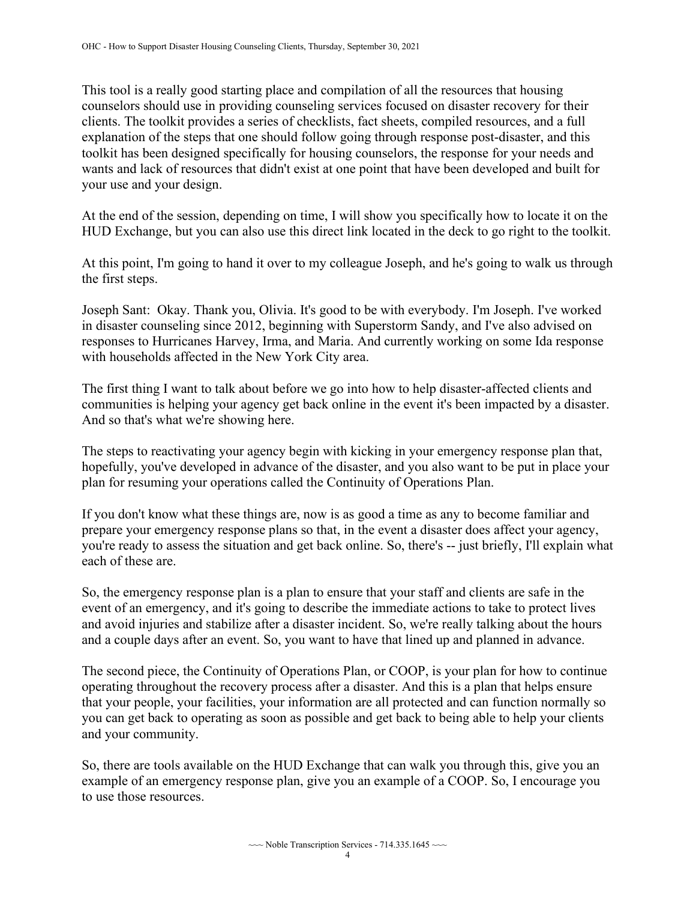This tool is a really good starting place and compilation of all the resources that housing counselors should use in providing counseling services focused on disaster recovery for their clients. The toolkit provides a series of checklists, fact sheets, compiled resources, and a full explanation of the steps that one should follow going through response post-disaster, and this toolkit has been designed specifically for housing counselors, the response for your needs and wants and lack of resources that didn't exist at one point that have been developed and built for your use and your design.

At the end of the session, depending on time, I will show you specifically how to locate it on the HUD Exchange, but you can also use this direct link located in the deck to go right to the toolkit.

At this point, I'm going to hand it over to my colleague Joseph, and he's going to walk us through the first steps.

Joseph Sant: Okay. Thank you, Olivia. It's good to be with everybody. I'm Joseph. I've worked in disaster counseling since 2012, beginning with Superstorm Sandy, and I've also advised on responses to Hurricanes Harvey, Irma, and Maria. And currently working on some Ida response with households affected in the New York City area.

The first thing I want to talk about before we go into how to help disaster-affected clients and communities is helping your agency get back online in the event it's been impacted by a disaster. And so that's what we're showing here.

The steps to reactivating your agency begin with kicking in your emergency response plan that, hopefully, you've developed in advance of the disaster, and you also want to be put in place your plan for resuming your operations called the Continuity of Operations Plan.

If you don't know what these things are, now is as good a time as any to become familiar and prepare your emergency response plans so that, in the event a disaster does affect your agency, you're ready to assess the situation and get back online. So, there's -- just briefly, I'll explain what each of these are.

So, the emergency response plan is a plan to ensure that your staff and clients are safe in the event of an emergency, and it's going to describe the immediate actions to take to protect lives and avoid injuries and stabilize after a disaster incident. So, we're really talking about the hours and a couple days after an event. So, you want to have that lined up and planned in advance.

The second piece, the Continuity of Operations Plan, or COOP, is your plan for how to continue operating throughout the recovery process after a disaster. And this is a plan that helps ensure that your people, your facilities, your information are all protected and can function normally so you can get back to operating as soon as possible and get back to being able to help your clients and your community.

So, there are tools available on the HUD Exchange that can walk you through this, give you an example of an emergency response plan, give you an example of a COOP. So, I encourage you to use those resources.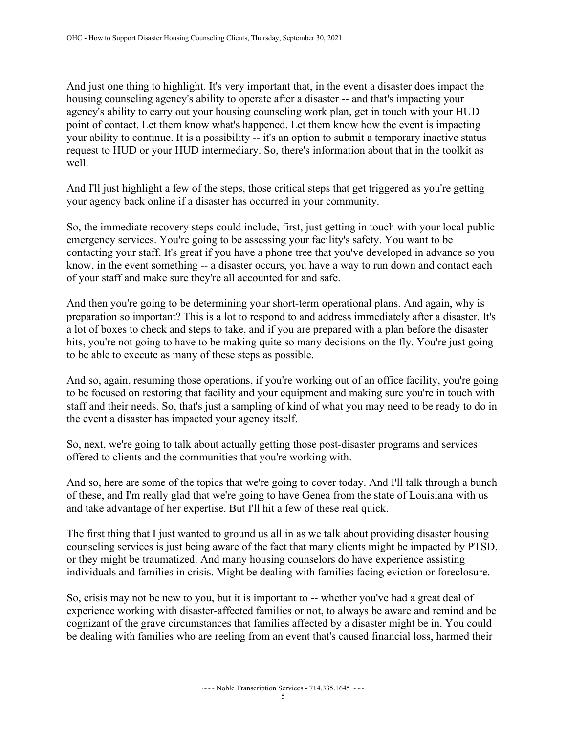And just one thing to highlight. It's very important that, in the event a disaster does impact the housing counseling agency's ability to operate after a disaster -- and that's impacting your agency's ability to carry out your housing counseling work plan, get in touch with your HUD point of contact. Let them know what's happened. Let them know how the event is impacting your ability to continue. It is a possibility -- it's an option to submit a temporary inactive status request to HUD or your HUD intermediary. So, there's information about that in the toolkit as well.

And I'll just highlight a few of the steps, those critical steps that get triggered as you're getting your agency back online if a disaster has occurred in your community.

So, the immediate recovery steps could include, first, just getting in touch with your local public emergency services. You're going to be assessing your facility's safety. You want to be contacting your staff. It's great if you have a phone tree that you've developed in advance so you know, in the event something -- a disaster occurs, you have a way to run down and contact each of your staff and make sure they're all accounted for and safe.

And then you're going to be determining your short-term operational plans. And again, why is preparation so important? This is a lot to respond to and address immediately after a disaster. It's a lot of boxes to check and steps to take, and if you are prepared with a plan before the disaster hits, you're not going to have to be making quite so many decisions on the fly. You're just going to be able to execute as many of these steps as possible.

And so, again, resuming those operations, if you're working out of an office facility, you're going to be focused on restoring that facility and your equipment and making sure you're in touch with staff and their needs. So, that's just a sampling of kind of what you may need to be ready to do in the event a disaster has impacted your agency itself.

So, next, we're going to talk about actually getting those post-disaster programs and services offered to clients and the communities that you're working with.

And so, here are some of the topics that we're going to cover today. And I'll talk through a bunch of these, and I'm really glad that we're going to have Genea from the state of Louisiana with us and take advantage of her expertise. But I'll hit a few of these real quick.

The first thing that I just wanted to ground us all in as we talk about providing disaster housing counseling services is just being aware of the fact that many clients might be impacted by PTSD, or they might be traumatized. And many housing counselors do have experience assisting individuals and families in crisis. Might be dealing with families facing eviction or foreclosure.

So, crisis may not be new to you, but it is important to -- whether you've had a great deal of experience working with disaster-affected families or not, to always be aware and remind and be cognizant of the grave circumstances that families affected by a disaster might be in. You could be dealing with families who are reeling from an event that's caused financial loss, harmed their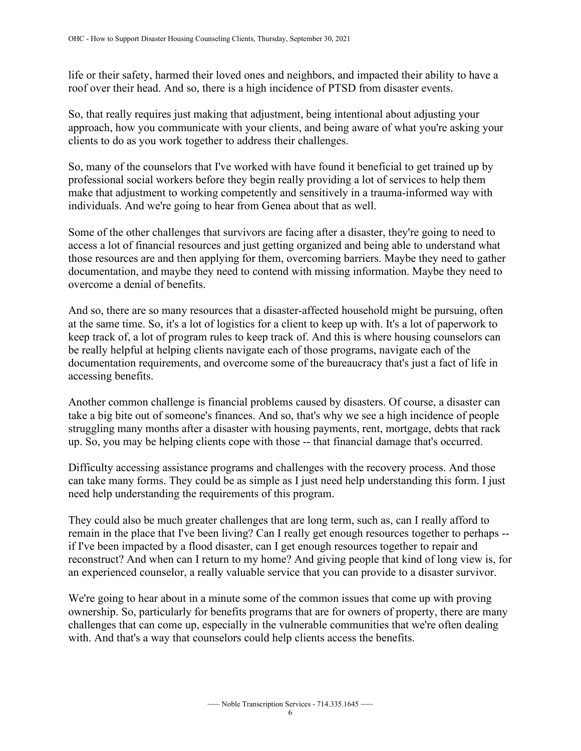life or their safety, harmed their loved ones and neighbors, and impacted their ability to have a roof over their head. And so, there is a high incidence of PTSD from disaster events.

So, that really requires just making that adjustment, being intentional about adjusting your approach, how you communicate with your clients, and being aware of what you're asking your clients to do as you work together to address their challenges.

So, many of the counselors that I've worked with have found it beneficial to get trained up by professional social workers before they begin really providing a lot of services to help them make that adjustment to working competently and sensitively in a trauma-informed way with individuals. And we're going to hear from Genea about that as well.

Some of the other challenges that survivors are facing after a disaster, they're going to need to access a lot of financial resources and just getting organized and being able to understand what those resources are and then applying for them, overcoming barriers. Maybe they need to gather documentation, and maybe they need to contend with missing information. Maybe they need to overcome a denial of benefits.

And so, there are so many resources that a disaster-affected household might be pursuing, often at the same time. So, it's a lot of logistics for a client to keep up with. It's a lot of paperwork to keep track of, a lot of program rules to keep track of. And this is where housing counselors can be really helpful at helping clients navigate each of those programs, navigate each of the documentation requirements, and overcome some of the bureaucracy that's just a fact of life in accessing benefits.

Another common challenge is financial problems caused by disasters. Of course, a disaster can take a big bite out of someone's finances. And so, that's why we see a high incidence of people struggling many months after a disaster with housing payments, rent, mortgage, debts that rack up. So, you may be helping clients cope with those -- that financial damage that's occurred.

Difficulty accessing assistance programs and challenges with the recovery process. And those can take many forms. They could be as simple as I just need help understanding this form. I just need help understanding the requirements of this program.

They could also be much greater challenges that are long term, such as, can I really afford to remain in the place that I've been living? Can I really get enough resources together to perhaps -- if I've been impacted by a flood disaster, can I get enough resources together to repair and reconstruct? And when can I return to my home? And giving people that kind of long view is, for an experienced counselor, a really valuable service that you can provide to a disaster survivor.

We're going to hear about in a minute some of the common issues that come up with proving ownership. So, particularly for benefits programs that are for owners of property, there are many challenges that can come up, especially in the vulnerable communities that we're often dealing with. And that's a way that counselors could help clients access the benefits.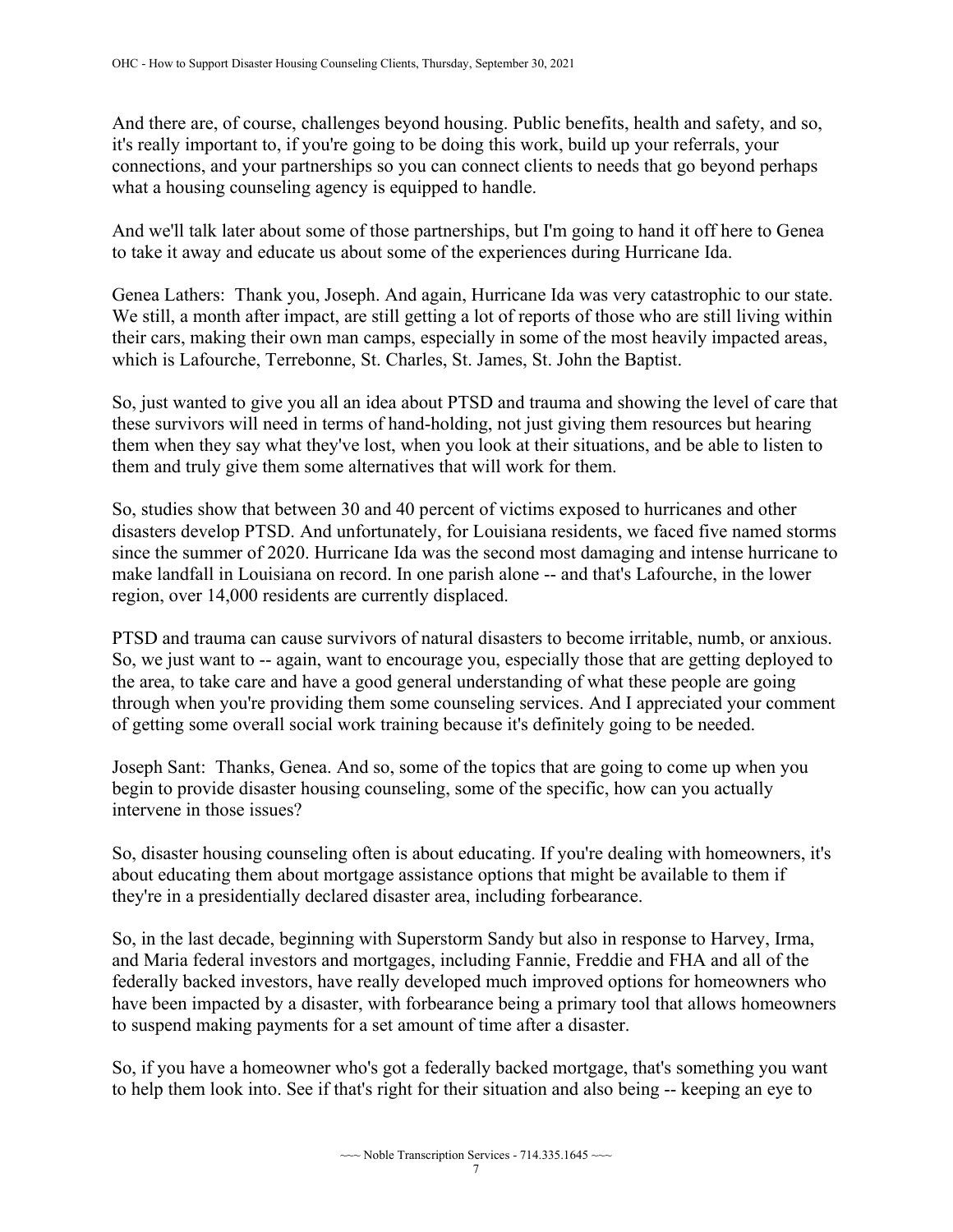And there are, of course, challenges beyond housing. Public benefits, health and safety, and so, it's really important to, if you're going to be doing this work, build up your referrals, your connections, and your partnerships so you can connect clients to needs that go beyond perhaps what a housing counseling agency is equipped to handle.

And we'll talk later about some of those partnerships, but I'm going to hand it off here to Genea to take it away and educate us about some of the experiences during Hurricane Ida.

Genea Lathers: Thank you, Joseph. And again, Hurricane Ida was very catastrophic to our state. We still, a month after impact, are still getting a lot of reports of those who are still living within their cars, making their own man camps, especially in some of the most heavily impacted areas, which is Lafourche, Terrebonne, St. Charles, St. James, St. John the Baptist.

So, just wanted to give you all an idea about PTSD and trauma and showing the level of care that these survivors will need in terms of hand-holding, not just giving them resources but hearing them when they say what they've lost, when you look at their situations, and be able to listen to them and truly give them some alternatives that will work for them.

So, studies show that between 30 and 40 percent of victims exposed to hurricanes and other disasters develop PTSD. And unfortunately, for Louisiana residents, we faced five named storms since the summer of 2020. Hurricane Ida was the second most damaging and intense hurricane to make landfall in Louisiana on record. In one parish alone -- and that's Lafourche, in the lower region, over 14,000 residents are currently displaced.

PTSD and trauma can cause survivors of natural disasters to become irritable, numb, or anxious. So, we just want to -- again, want to encourage you, especially those that are getting deployed to the area, to take care and have a good general understanding of what these people are going through when you're providing them some counseling services. And I appreciated your comment of getting some overall social work training because it's definitely going to be needed.

Joseph Sant: Thanks, Genea. And so, some of the topics that are going to come up when you begin to provide disaster housing counseling, some of the specific, how can you actually intervene in those issues?

So, disaster housing counseling often is about educating. If you're dealing with homeowners, it's about educating them about mortgage assistance options that might be available to them if they're in a presidentially declared disaster area, including forbearance.

So, in the last decade, beginning with Superstorm Sandy but also in response to Harvey, Irma, and Maria federal investors and mortgages, including Fannie, Freddie and FHA and all of the federally backed investors, have really developed much improved options for homeowners who have been impacted by a disaster, with forbearance being a primary tool that allows homeowners to suspend making payments for a set amount of time after a disaster.

So, if you have a homeowner who's got a federally backed mortgage, that's something you want to help them look into. See if that's right for their situation and also being -- keeping an eye to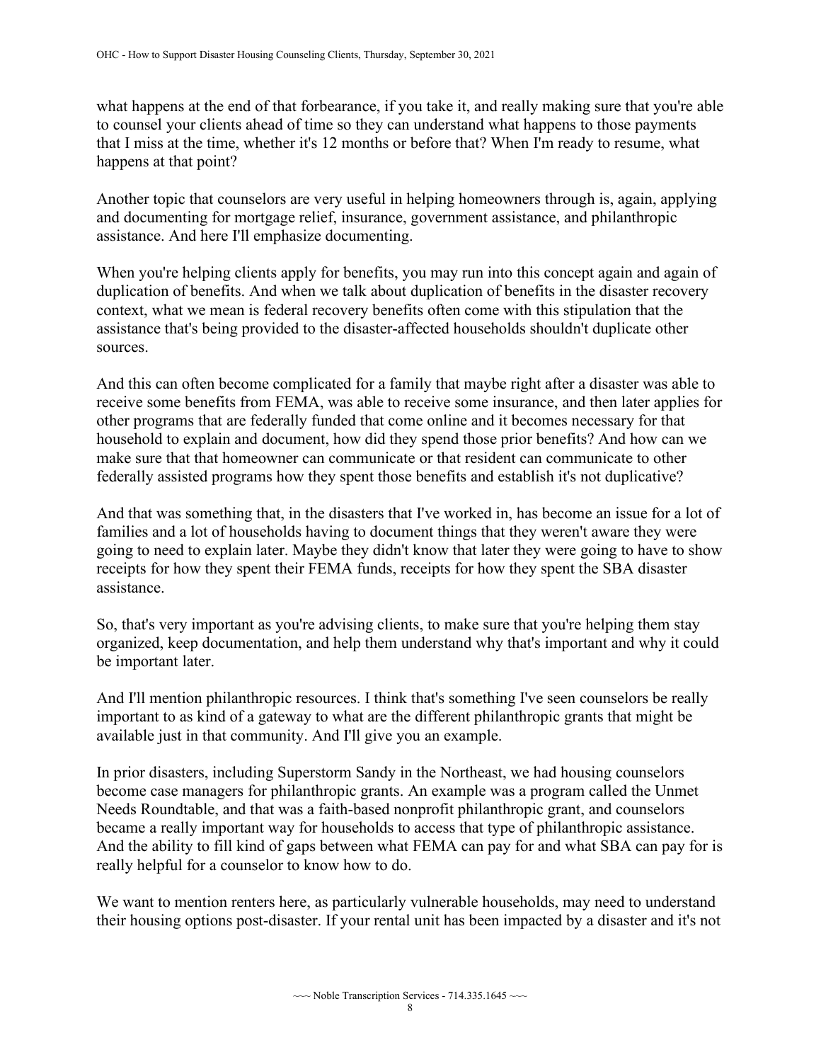what happens at the end of that forbearance, if you take it, and really making sure that you're able to counsel your clients ahead of time so they can understand what happens to those payments that I miss at the time, whether it's 12 months or before that? When I'm ready to resume, what happens at that point?

Another topic that counselors are very useful in helping homeowners through is, again, applying and documenting for mortgage relief, insurance, government assistance, and philanthropic assistance. And here I'll emphasize documenting.

When you're helping clients apply for benefits, you may run into this concept again and again of duplication of benefits. And when we talk about duplication of benefits in the disaster recovery context, what we mean is federal recovery benefits often come with this stipulation that the assistance that's being provided to the disaster-affected households shouldn't duplicate other sources.

And this can often become complicated for a family that maybe right after a disaster was able to receive some benefits from FEMA, was able to receive some insurance, and then later applies for other programs that are federally funded that come online and it becomes necessary for that household to explain and document, how did they spend those prior benefits? And how can we make sure that that homeowner can communicate or that resident can communicate to other federally assisted programs how they spent those benefits and establish it's not duplicative?

And that was something that, in the disasters that I've worked in, has become an issue for a lot of families and a lot of households having to document things that they weren't aware they were going to need to explain later. Maybe they didn't know that later they were going to have to show receipts for how they spent their FEMA funds, receipts for how they spent the SBA disaster assistance.

So, that's very important as you're advising clients, to make sure that you're helping them stay organized, keep documentation, and help them understand why that's important and why it could be important later.

And I'll mention philanthropic resources. I think that's something I've seen counselors be really important to as kind of a gateway to what are the different philanthropic grants that might be available just in that community. And I'll give you an example.

In prior disasters, including Superstorm Sandy in the Northeast, we had housing counselors become case managers for philanthropic grants. An example was a program called the Unmet Needs Roundtable, and that was a faith-based nonprofit philanthropic grant, and counselors became a really important way for households to access that type of philanthropic assistance. And the ability to fill kind of gaps between what FEMA can pay for and what SBA can pay for is really helpful for a counselor to know how to do.

We want to mention renters here, as particularly vulnerable households, may need to understand their housing options post-disaster. If your rental unit has been impacted by a disaster and it's not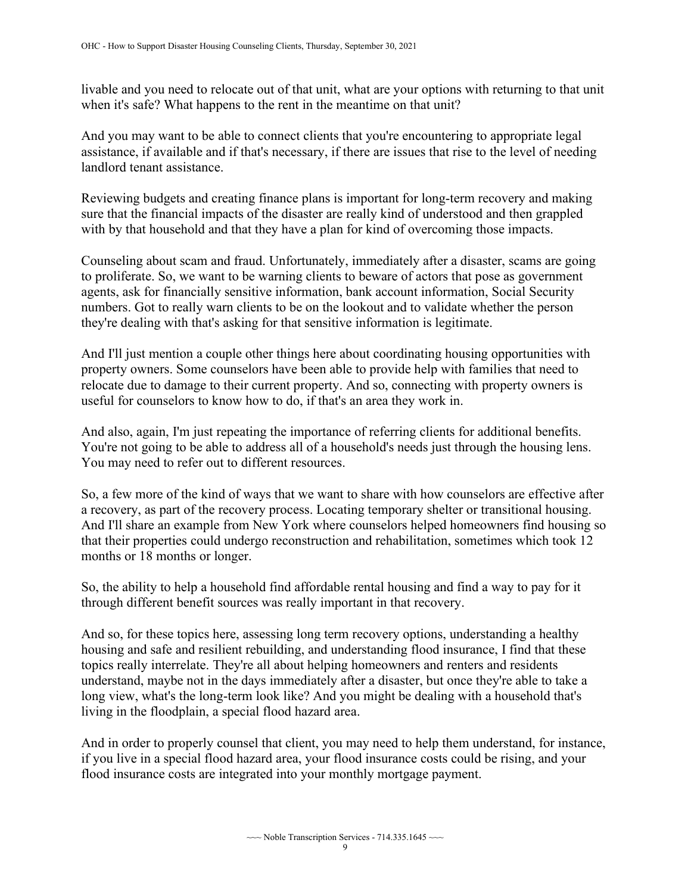livable and you need to relocate out of that unit, what are your options with returning to that unit when it's safe? What happens to the rent in the meantime on that unit?

And you may want to be able to connect clients that you're encountering to appropriate legal assistance, if available and if that's necessary, if there are issues that rise to the level of needing landlord tenant assistance.

Reviewing budgets and creating finance plans is important for long-term recovery and making sure that the financial impacts of the disaster are really kind of understood and then grappled with by that household and that they have a plan for kind of overcoming those impacts.

Counseling about scam and fraud. Unfortunately, immediately after a disaster, scams are going to proliferate. So, we want to be warning clients to beware of actors that pose as government agents, ask for financially sensitive information, bank account information, Social Security numbers. Got to really warn clients to be on the lookout and to validate whether the person they're dealing with that's asking for that sensitive information is legitimate.

And I'll just mention a couple other things here about coordinating housing opportunities with property owners. Some counselors have been able to provide help with families that need to relocate due to damage to their current property. And so, connecting with property owners is useful for counselors to know how to do, if that's an area they work in.

And also, again, I'm just repeating the importance of referring clients for additional benefits. You're not going to be able to address all of a household's needs just through the housing lens. You may need to refer out to different resources.

So, a few more of the kind of ways that we want to share with how counselors are effective after a recovery, as part of the recovery process. Locating temporary shelter or transitional housing. And I'll share an example from New York where counselors helped homeowners find housing so that their properties could undergo reconstruction and rehabilitation, sometimes which took 12 months or 18 months or longer.

So, the ability to help a household find affordable rental housing and find a way to pay for it through different benefit sources was really important in that recovery.

And so, for these topics here, assessing long term recovery options, understanding a healthy housing and safe and resilient rebuilding, and understanding flood insurance, I find that these topics really interrelate. They're all about helping homeowners and renters and residents understand, maybe not in the days immediately after a disaster, but once they're able to take a long view, what's the long-term look like? And you might be dealing with a household that's living in the floodplain, a special flood hazard area.

And in order to properly counsel that client, you may need to help them understand, for instance, if you live in a special flood hazard area, your flood insurance costs could be rising, and your flood insurance costs are integrated into your monthly mortgage payment.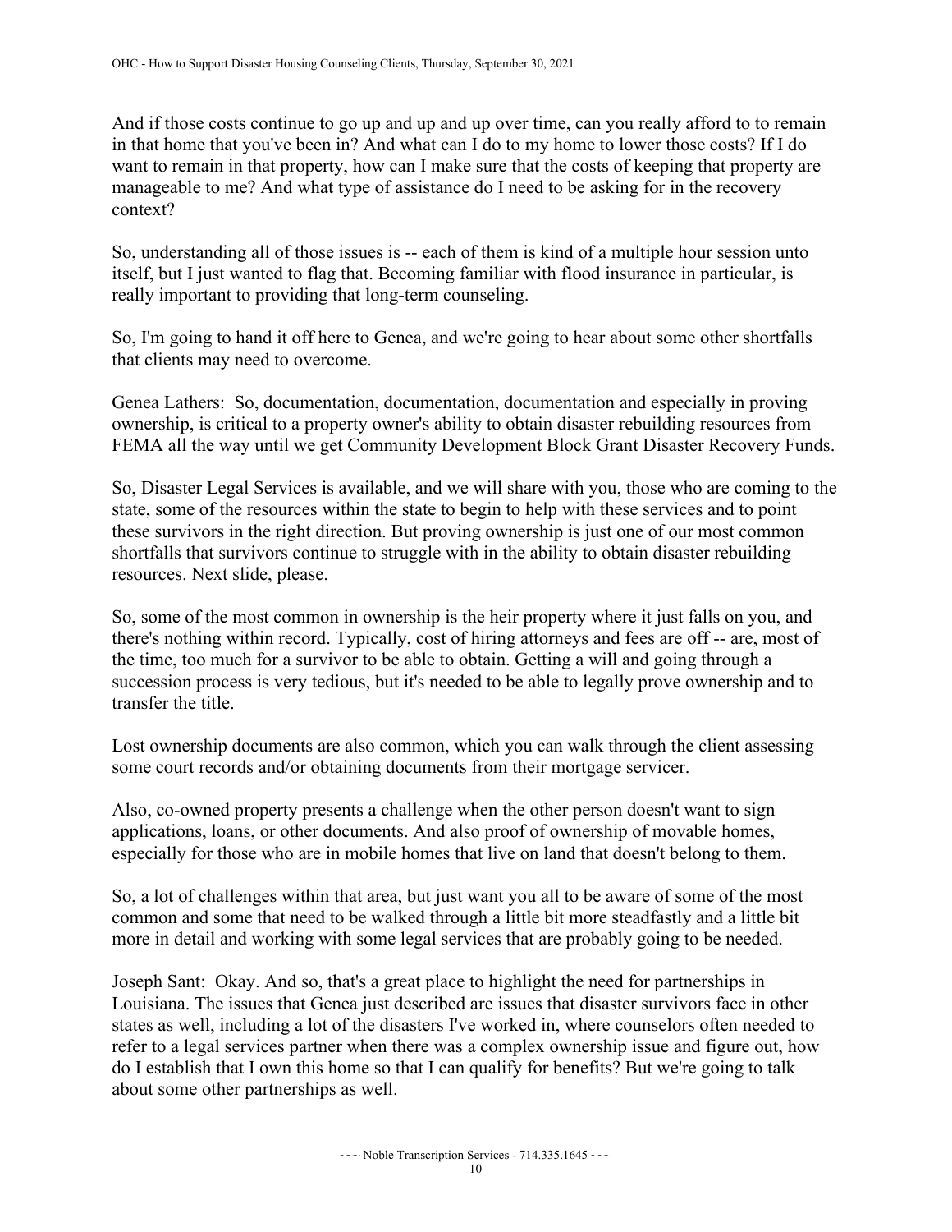And if those costs continue to go up and up and up over time, can you really afford to to remain in that home that you've been in? And what can I do to my home to lower those costs? If I do want to remain in that property, how can I make sure that the costs of keeping that property are manageable to me? And what type of assistance do I need to be asking for in the recovery context?

So, understanding all of those issues is -- each of them is kind of a multiple hour session unto itself, but I just wanted to flag that. Becoming familiar with flood insurance in particular, is really important to providing that long-term counseling.

So, I'm going to hand it off here to Genea, and we're going to hear about some other shortfalls that clients may need to overcome.

Genea Lathers: So, documentation, documentation, documentation and especially in proving ownership, is critical to a property owner's ability to obtain disaster rebuilding resources from FEMA all the way until we get Community Development Block Grant Disaster Recovery Funds.

So, Disaster Legal Services is available, and we will share with you, those who are coming to the state, some of the resources within the state to begin to help with these services and to point these survivors in the right direction. But proving ownership is just one of our most common shortfalls that survivors continue to struggle with in the ability to obtain disaster rebuilding resources. Next slide, please.

So, some of the most common in ownership is the heir property where it just falls on you, and there's nothing within record. Typically, cost of hiring attorneys and fees are off -- are, most of the time, too much for a survivor to be able to obtain. Getting a will and going through a succession process is very tedious, but it's needed to be able to legally prove ownership and to transfer the title.

Lost ownership documents are also common, which you can walk through the client assessing some court records and/or obtaining documents from their mortgage servicer.

Also, co-owned property presents a challenge when the other person doesn't want to sign applications, loans, or other documents. And also proof of ownership of movable homes, especially for those who are in mobile homes that live on land that doesn't belong to them.

So, a lot of challenges within that area, but just want you all to be aware of some of the most common and some that need to be walked through a little bit more steadfastly and a little bit more in detail and working with some legal services that are probably going to be needed.

Joseph Sant: Okay. And so, that's a great place to highlight the need for partnerships in Louisiana. The issues that Genea just described are issues that disaster survivors face in other states as well, including a lot of the disasters I've worked in, where counselors often needed to refer to a legal services partner when there was a complex ownership issue and figure out, how do I establish that I own this home so that I can qualify for benefits? But we're going to talk about some other partnerships as well.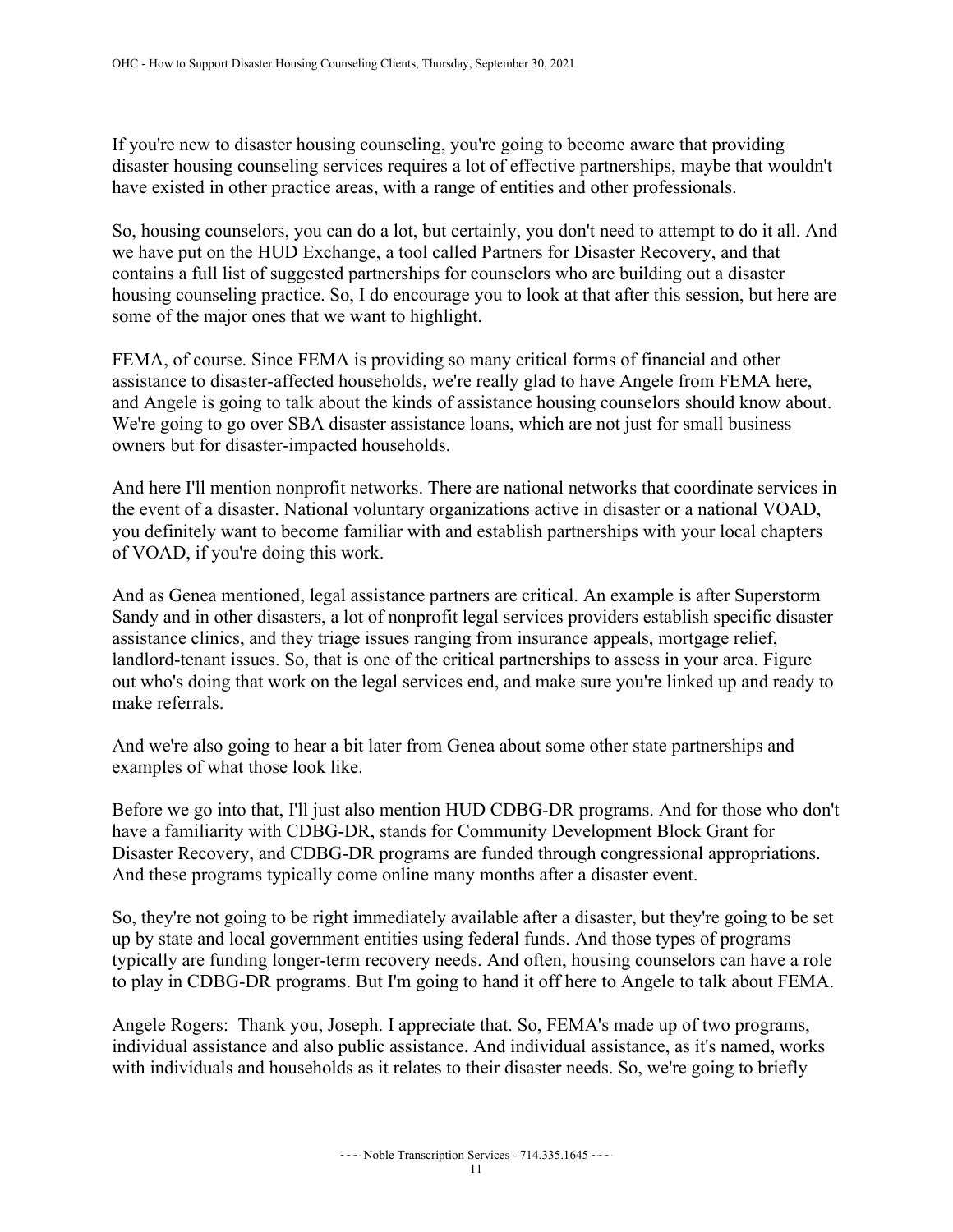If you're new to disaster housing counseling, you're going to become aware that providing disaster housing counseling services requires a lot of effective partnerships, maybe that wouldn't have existed in other practice areas, with a range of entities and other professionals.

So, housing counselors, you can do a lot, but certainly, you don't need to attempt to do it all. And we have put on the HUD Exchange, a tool called Partners for Disaster Recovery, and that contains a full list of suggested partnerships for counselors who are building out a disaster housing counseling practice. So, I do encourage you to look at that after this session, but here are some of the major ones that we want to highlight.

FEMA, of course. Since FEMA is providing so many critical forms of financial and other assistance to disaster-affected households, we're really glad to have Angele from FEMA here, and Angele is going to talk about the kinds of assistance housing counselors should know about. We're going to go over SBA disaster assistance loans, which are not just for small business owners but for disaster-impacted households.

And here I'll mention nonprofit networks. There are national networks that coordinate services in the event of a disaster. National voluntary organizations active in disaster or a national VOAD, you definitely want to become familiar with and establish partnerships with your local chapters of VOAD, if you're doing this work.

And as Genea mentioned, legal assistance partners are critical. An example is after Superstorm Sandy and in other disasters, a lot of nonprofit legal services providers establish specific disaster assistance clinics, and they triage issues ranging from insurance appeals, mortgage relief, landlord-tenant issues. So, that is one of the critical partnerships to assess in your area. Figure out who's doing that work on the legal services end, and make sure you're linked up and ready to make referrals.

And we're also going to hear a bit later from Genea about some other state partnerships and examples of what those look like.

Before we go into that, I'll just also mention HUD CDBG-DR programs. And for those who don't have a familiarity with CDBG-DR, stands for Community Development Block Grant for Disaster Recovery, and CDBG-DR programs are funded through congressional appropriations. And these programs typically come online many months after a disaster event.

So, they're not going to be right immediately available after a disaster, but they're going to be set up by state and local government entities using federal funds. And those types of programs typically are funding longer-term recovery needs. And often, housing counselors can have a role to play in CDBG-DR programs. But I'm going to hand it off here to Angele to talk about FEMA.

Angele Rogers: Thank you, Joseph. I appreciate that. So, FEMA's made up of two programs, individual assistance and also public assistance. And individual assistance, as it's named, works with individuals and households as it relates to their disaster needs. So, we're going to briefly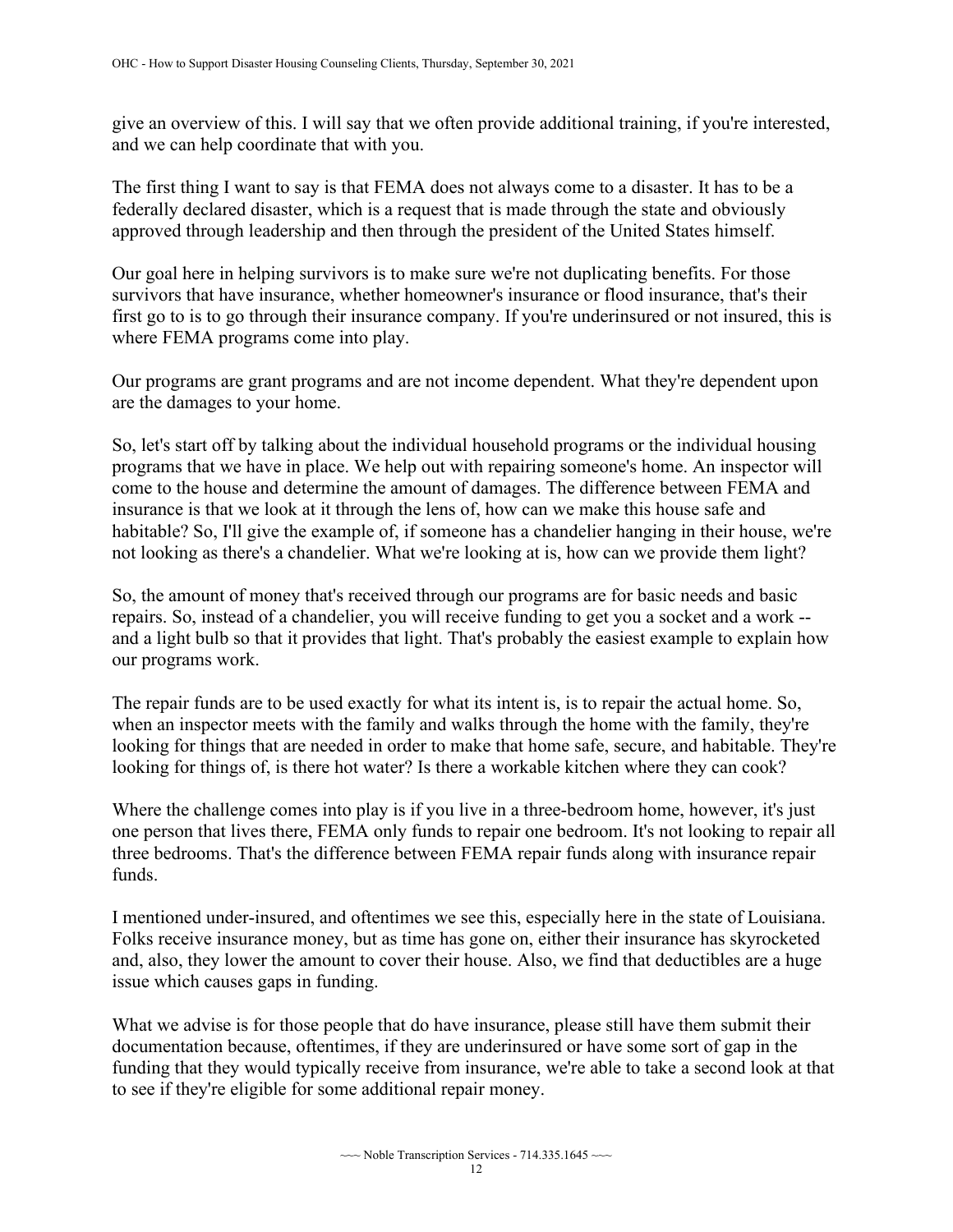give an overview of this. I will say that we often provide additional training, if you're interested, and we can help coordinate that with you.

The first thing I want to say is that FEMA does not always come to a disaster. It has to be a federally declared disaster, which is a request that is made through the state and obviously approved through leadership and then through the president of the United States himself.

Our goal here in helping survivors is to make sure we're not duplicating benefits. For those survivors that have insurance, whether homeowner's insurance or flood insurance, that's their first go to is to go through their insurance company. If you're underinsured or not insured, this is where FEMA programs come into play.

Our programs are grant programs and are not income dependent. What they're dependent upon are the damages to your home.

So, let's start off by talking about the individual household programs or the individual housing programs that we have in place. We help out with repairing someone's home. An inspector will come to the house and determine the amount of damages. The difference between FEMA and insurance is that we look at it through the lens of, how can we make this house safe and habitable? So, I'll give the example of, if someone has a chandelier hanging in their house, we're not looking as there's a chandelier. What we're looking at is, how can we provide them light?

So, the amount of money that's received through our programs are for basic needs and basic repairs. So, instead of a chandelier, you will receive funding to get you a socket and a work -- and a light bulb so that it provides that light. That's probably the easiest example to explain how our programs work.

The repair funds are to be used exactly for what its intent is, is to repair the actual home. So, when an inspector meets with the family and walks through the home with the family, they're looking for things that are needed in order to make that home safe, secure, and habitable. They're looking for things of, is there hot water? Is there a workable kitchen where they can cook?

Where the challenge comes into play is if you live in a three-bedroom home, however, it's just one person that lives there, FEMA only funds to repair one bedroom. It's not looking to repair all three bedrooms. That's the difference between FEMA repair funds along with insurance repair funds.

I mentioned under-insured, and oftentimes we see this, especially here in the state of Louisiana. Folks receive insurance money, but as time has gone on, either their insurance has skyrocketed and, also, they lower the amount to cover their house. Also, we find that deductibles are a huge issue which causes gaps in funding.

What we advise is for those people that do have insurance, please still have them submit their documentation because, oftentimes, if they are underinsured or have some sort of gap in the funding that they would typically receive from insurance, we're able to take a second look at that to see if they're eligible for some additional repair money.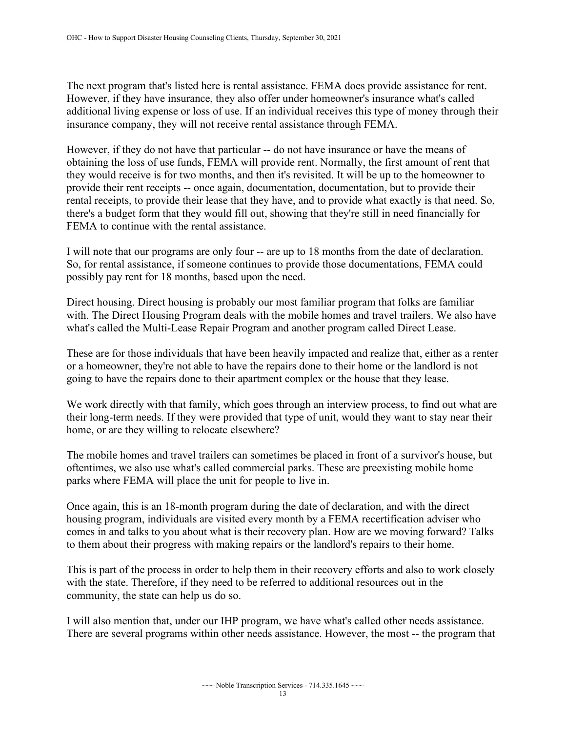The next program that's listed here is rental assistance. FEMA does provide assistance for rent. However, if they have insurance, they also offer under homeowner's insurance what's called additional living expense or loss of use. If an individual receives this type of money through their insurance company, they will not receive rental assistance through FEMA.

However, if they do not have that particular -- do not have insurance or have the means of obtaining the loss of use funds, FEMA will provide rent. Normally, the first amount of rent that they would receive is for two months, and then it's revisited. It will be up to the homeowner to provide their rent receipts -- once again, documentation, documentation, but to provide their rental receipts, to provide their lease that they have, and to provide what exactly is that need. So, there's a budget form that they would fill out, showing that they're still in need financially for FEMA to continue with the rental assistance.

I will note that our programs are only four -- are up to 18 months from the date of declaration. So, for rental assistance, if someone continues to provide those documentations, FEMA could possibly pay rent for 18 months, based upon the need.

Direct housing. Direct housing is probably our most familiar program that folks are familiar with. The Direct Housing Program deals with the mobile homes and travel trailers. We also have what's called the Multi-Lease Repair Program and another program called Direct Lease.

These are for those individuals that have been heavily impacted and realize that, either as a renter or a homeowner, they're not able to have the repairs done to their home or the landlord is not going to have the repairs done to their apartment complex or the house that they lease.

We work directly with that family, which goes through an interview process, to find out what are their long-term needs. If they were provided that type of unit, would they want to stay near their home, or are they willing to relocate elsewhere?

The mobile homes and travel trailers can sometimes be placed in front of a survivor's house, but oftentimes, we also use what's called commercial parks. These are preexisting mobile home parks where FEMA will place the unit for people to live in.

Once again, this is an 18-month program during the date of declaration, and with the direct housing program, individuals are visited every month by a FEMA recertification adviser who comes in and talks to you about what is their recovery plan. How are we moving forward? Talks to them about their progress with making repairs or the landlord's repairs to their home.

This is part of the process in order to help them in their recovery efforts and also to work closely with the state. Therefore, if they need to be referred to additional resources out in the community, the state can help us do so.

I will also mention that, under our IHP program, we have what's called other needs assistance. There are several programs within other needs assistance. However, the most -- the program that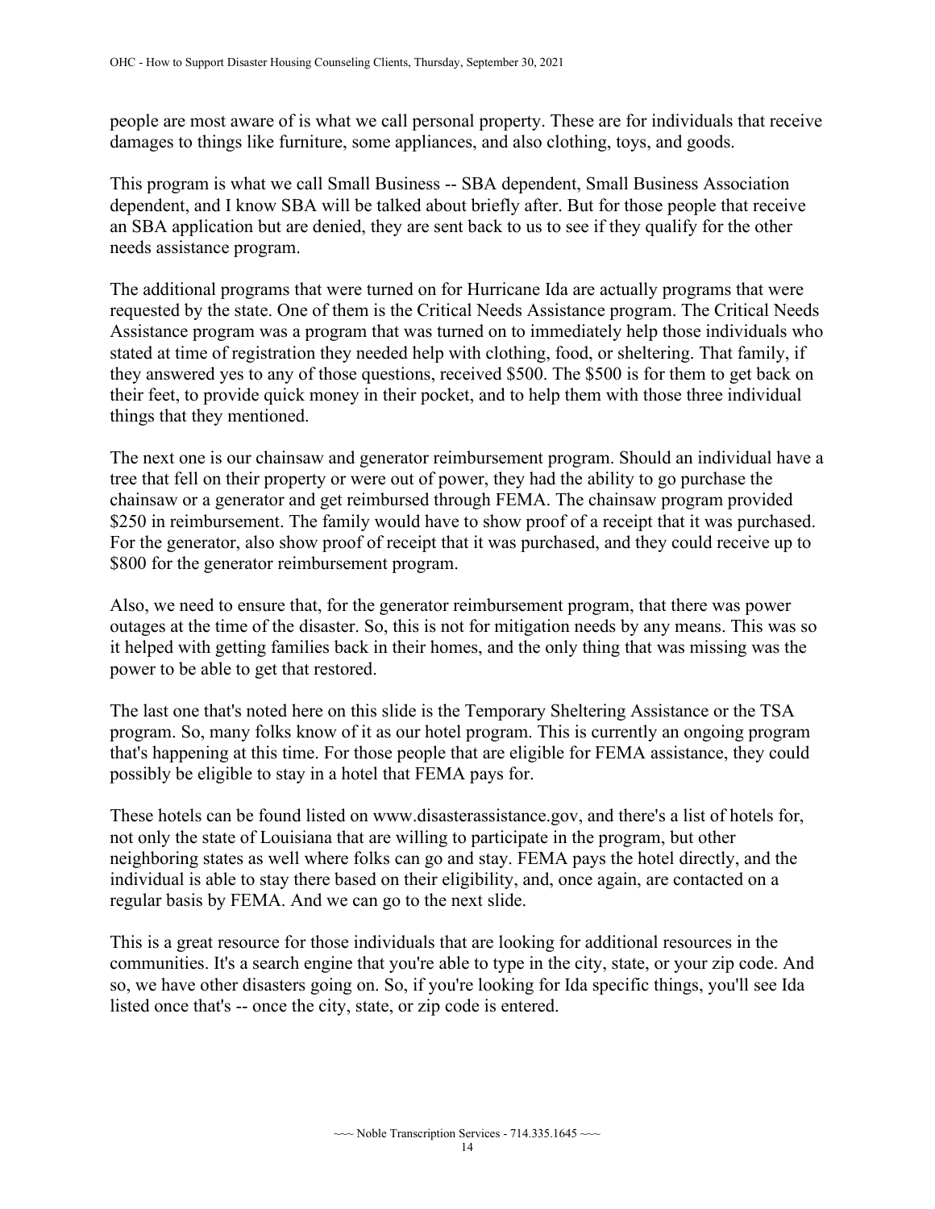people are most aware of is what we call personal property. These are for individuals that receive damages to things like furniture, some appliances, and also clothing, toys, and goods.

This program is what we call Small Business -- SBA dependent, Small Business Association dependent, and I know SBA will be talked about briefly after. But for those people that receive an SBA application but are denied, they are sent back to us to see if they qualify for the other needs assistance program.

The additional programs that were turned on for Hurricane Ida are actually programs that were requested by the state. One of them is the Critical Needs Assistance program. The Critical Needs Assistance program was a program that was turned on to immediately help those individuals who stated at time of registration they needed help with clothing, food, or sheltering. That family, if they answered yes to any of those questions, received $500. The $500 is for them to get back on their feet, to provide quick money in their pocket, and to help them with those three individual things that they mentioned.

The next one is our chainsaw and generator reimbursement program. Should an individual have a tree that fell on their property or were out of power, they had the ability to go purchase the chainsaw or a generator and get reimbursed through FEMA. The chainsaw program provided $250 in reimbursement. The family would have to show proof of a receipt that it was purchased. For the generator, also show proof of receipt that it was purchased, and they could receive up to $800 for the generator reimbursement program.

Also, we need to ensure that, for the generator reimbursement program, that there was power outages at the time of the disaster. So, this is not for mitigation needs by any means. This was so it helped with getting families back in their homes, and the only thing that was missing was the power to be able to get that restored.

The last one that's noted here on this slide is the Temporary Sheltering Assistance or the TSA program. So, many folks know of it as our hotel program. This is currently an ongoing program that's happening at this time. For those people that are eligible for FEMA assistance, they could possibly be eligible to stay in a hotel that FEMA pays for.

These hotels can be found listed on www.disasterassistance.gov, and there's a list of hotels for, not only the state of Louisiana that are willing to participate in the program, but other neighboring states as well where folks can go and stay. FEMA pays the hotel directly, and the individual is able to stay there based on their eligibility, and, once again, are contacted on a regular basis by FEMA. And we can go to the next slide.

This is a great resource for those individuals that are looking for additional resources in the communities. It's a search engine that you're able to type in the city, state, or your zip code. And so, we have other disasters going on. So, if you're looking for Ida specific things, you'll see Ida listed once that's -- once the city, state, or zip code is entered.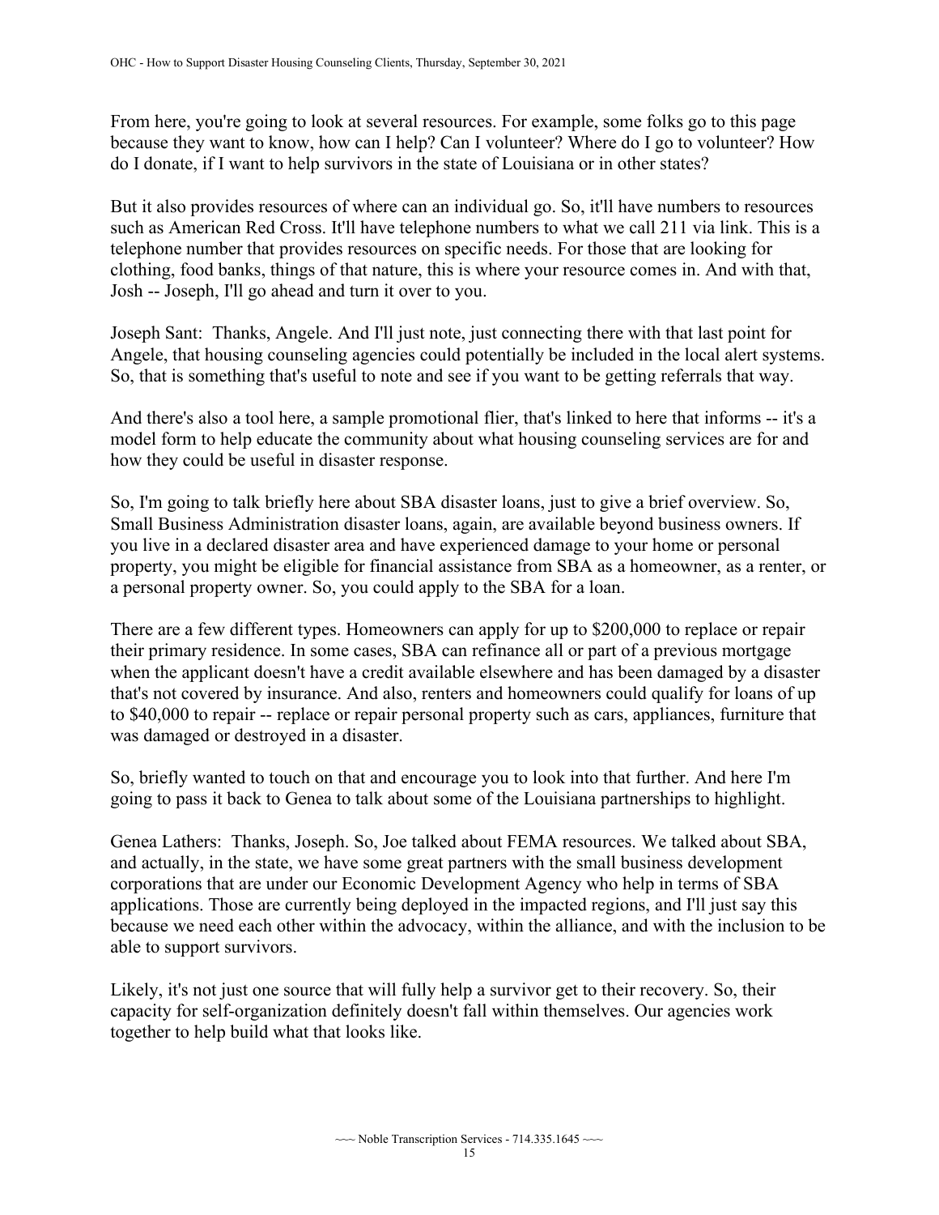From here, you're going to look at several resources. For example, some folks go to this page because they want to know, how can I help? Can I volunteer? Where do I go to volunteer? How do I donate, if I want to help survivors in the state of Louisiana or in other states?

But it also provides resources of where can an individual go. So, it'll have numbers to resources such as American Red Cross. It'll have telephone numbers to what we call 211 via link. This is a telephone number that provides resources on specific needs. For those that are looking for clothing, food banks, things of that nature, this is where your resource comes in. And with that, Josh -- Joseph, I'll go ahead and turn it over to you.

Joseph Sant: Thanks, Angele. And I'll just note, just connecting there with that last point for Angele, that housing counseling agencies could potentially be included in the local alert systems. So, that is something that's useful to note and see if you want to be getting referrals that way.

And there's also a tool here, a sample promotional flier, that's linked to here that informs -- it's a model form to help educate the community about what housing counseling services are for and how they could be useful in disaster response.

So, I'm going to talk briefly here about SBA disaster loans, just to give a brief overview. So, Small Business Administration disaster loans, again, are available beyond business owners. If you live in a declared disaster area and have experienced damage to your home or personal property, you might be eligible for financial assistance from SBA as a homeowner, as a renter, or a personal property owner. So, you could apply to the SBA for a loan.

There are a few different types. Homeowners can apply for up to $200,000 to replace or repair their primary residence. In some cases, SBA can refinance all or part of a previous mortgage when the applicant doesn't have a credit available elsewhere and has been damaged by a disaster that's not covered by insurance. And also, renters and homeowners could qualify for loans of up to $40,000 to repair -- replace or repair personal property such as cars, appliances, furniture that was damaged or destroyed in a disaster.

So, briefly wanted to touch on that and encourage you to look into that further. And here I'm going to pass it back to Genea to talk about some of the Louisiana partnerships to highlight.

Genea Lathers: Thanks, Joseph. So, Joe talked about FEMA resources. We talked about SBA, and actually, in the state, we have some great partners with the small business development corporations that are under our Economic Development Agency who help in terms of SBA applications. Those are currently being deployed in the impacted regions, and I'll just say this because we need each other within the advocacy, within the alliance, and with the inclusion to be able to support survivors.

Likely, it's not just one source that will fully help a survivor get to their recovery. So, their capacity for self-organization definitely doesn't fall within themselves. Our agencies work together to help build what that looks like.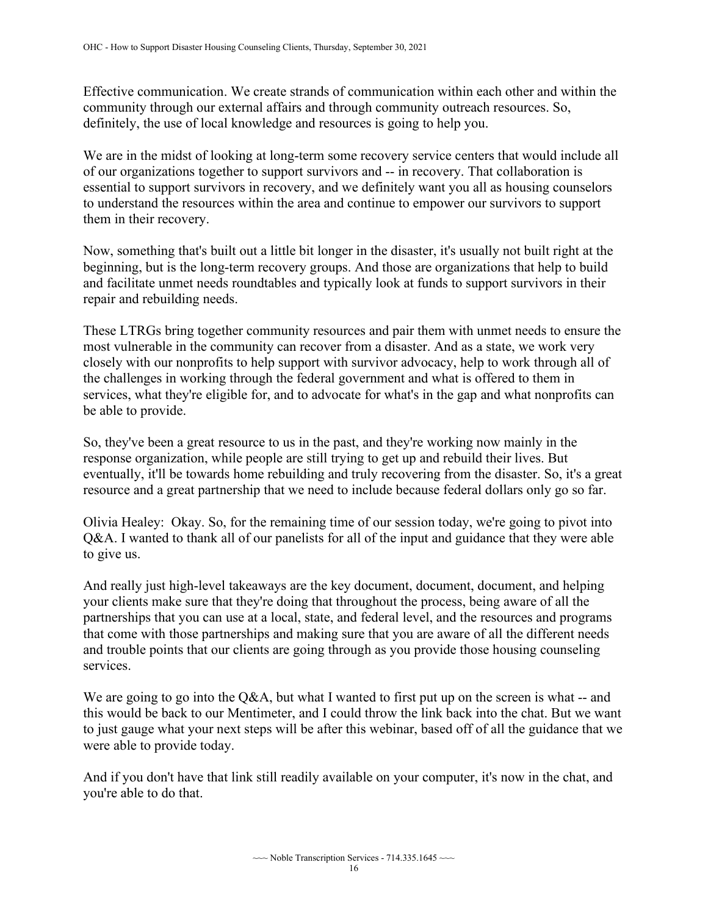Effective communication. We create strands of communication within each other and within the community through our external affairs and through community outreach resources. So, definitely, the use of local knowledge and resources is going to help you.

We are in the midst of looking at long-term some recovery service centers that would include all of our organizations together to support survivors and -- in recovery. That collaboration is essential to support survivors in recovery, and we definitely want you all as housing counselors to understand the resources within the area and continue to empower our survivors to support them in their recovery.

Now, something that's built out a little bit longer in the disaster, it's usually not built right at the beginning, but is the long-term recovery groups. And those are organizations that help to build and facilitate unmet needs roundtables and typically look at funds to support survivors in their repair and rebuilding needs.

These LTRGs bring together community resources and pair them with unmet needs to ensure the most vulnerable in the community can recover from a disaster. And as a state, we work very closely with our nonprofits to help support with survivor advocacy, help to work through all of the challenges in working through the federal government and what is offered to them in services, what they're eligible for, and to advocate for what's in the gap and what nonprofits can be able to provide.

So, they've been a great resource to us in the past, and they're working now mainly in the response organization, while people are still trying to get up and rebuild their lives. But eventually, it'll be towards home rebuilding and truly recovering from the disaster. So, it's a great resource and a great partnership that we need to include because federal dollars only go so far.

Olivia Healey: Okay. So, for the remaining time of our session today, we're going to pivot into Q&A. I wanted to thank all of our panelists for all of the input and guidance that they were able to give us.

And really just high-level takeaways are the key document, document, document, and helping your clients make sure that they're doing that throughout the process, being aware of all the partnerships that you can use at a local, state, and federal level, and the resources and programs that come with those partnerships and making sure that you are aware of all the different needs and trouble points that our clients are going through as you provide those housing counseling services.

We are going to go into the Q&A, but what I wanted to first put up on the screen is what -- and this would be back to our Mentimeter, and I could throw the link back into the chat. But we want to just gauge what your next steps will be after this webinar, based off of all the guidance that we were able to provide today.

And if you don't have that link still readily available on your computer, it's now in the chat, and you're able to do that.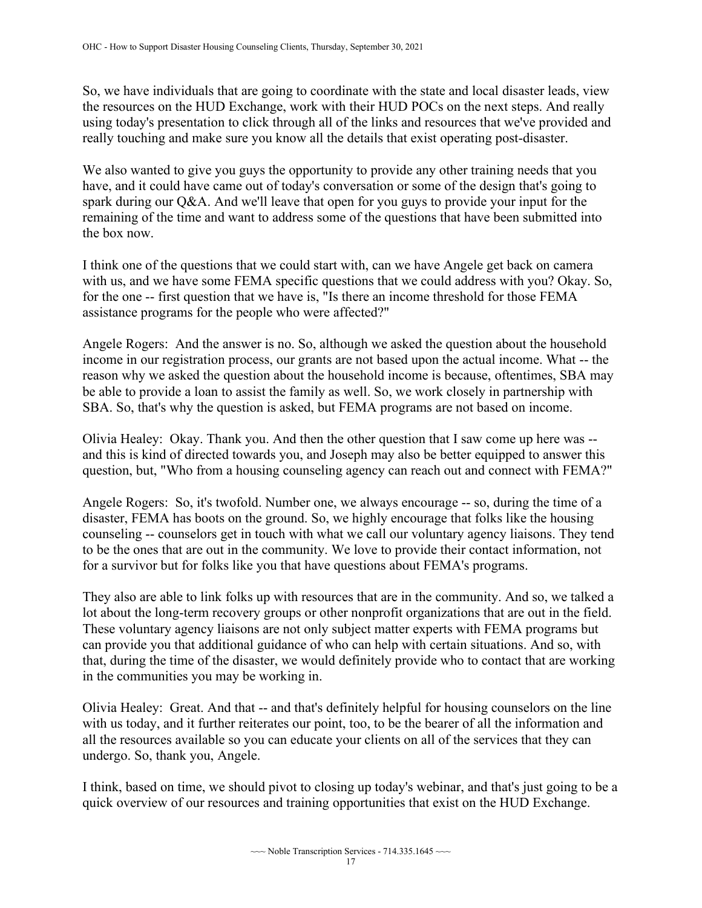So, we have individuals that are going to coordinate with the state and local disaster leads, view the resources on the HUD Exchange, work with their HUD POCs on the next steps. And really using today's presentation to click through all of the links and resources that we've provided and really touching and make sure you know all the details that exist operating post-disaster.

We also wanted to give you guys the opportunity to provide any other training needs that you have, and it could have came out of today's conversation or some of the design that's going to spark during our Q&A. And we'll leave that open for you guys to provide your input for the remaining of the time and want to address some of the questions that have been submitted into the box now.

I think one of the questions that we could start with, can we have Angele get back on camera with us, and we have some FEMA specific questions that we could address with you? Okay. So, for the one -- first question that we have is, "Is there an income threshold for those FEMA assistance programs for the people who were affected?"

Angele Rogers: And the answer is no. So, although we asked the question about the household income in our registration process, our grants are not based upon the actual income. What -- the reason why we asked the question about the household income is because, oftentimes, SBA may be able to provide a loan to assist the family as well. So, we work closely in partnership with SBA. So, that's why the question is asked, but FEMA programs are not based on income.

Olivia Healey: Okay. Thank you. And then the other question that I saw come up here was -- and this is kind of directed towards you, and Joseph may also be better equipped to answer this question, but, "Who from a housing counseling agency can reach out and connect with FEMA?"

Angele Rogers: So, it's twofold. Number one, we always encourage -- so, during the time of a disaster, FEMA has boots on the ground. So, we highly encourage that folks like the housing counseling -- counselors get in touch with what we call our voluntary agency liaisons. They tend to be the ones that are out in the community. We love to provide their contact information, not for a survivor but for folks like you that have questions about FEMA's programs.

They also are able to link folks up with resources that are in the community. And so, we talked a lot about the long-term recovery groups or other nonprofit organizations that are out in the field. These voluntary agency liaisons are not only subject matter experts with FEMA programs but can provide you that additional guidance of who can help with certain situations. And so, with that, during the time of the disaster, we would definitely provide who to contact that are working in the communities you may be working in.

Olivia Healey: Great. And that -- and that's definitely helpful for housing counselors on the line with us today, and it further reiterates our point, too, to be the bearer of all the information and all the resources available so you can educate your clients on all of the services that they can undergo. So, thank you, Angele.

I think, based on time, we should pivot to closing up today's webinar, and that's just going to be a quick overview of our resources and training opportunities that exist on the HUD Exchange.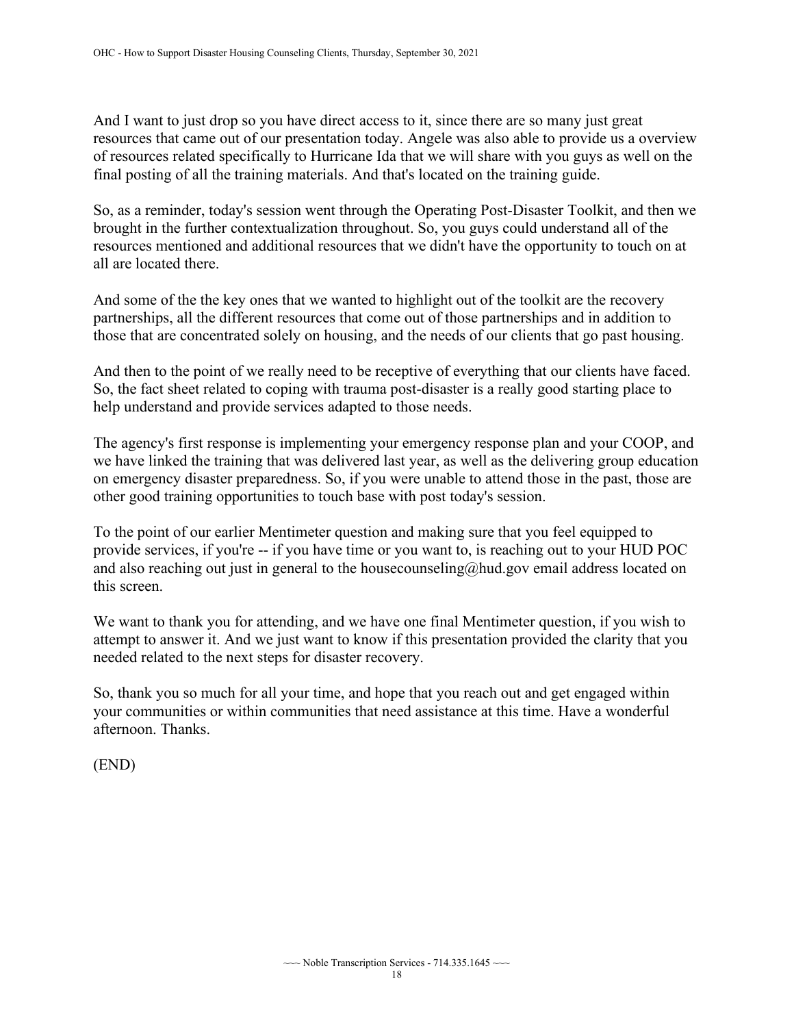And I want to just drop so you have direct access to it, since there are so many just great resources that came out of our presentation today. Angele was also able to provide us a overview of resources related specifically to Hurricane Ida that we will share with you guys as well on the final posting of all the training materials. And that's located on the training guide.

So, as a reminder, today's session went through the Operating Post-Disaster Toolkit, and then we brought in the further contextualization throughout. So, you guys could understand all of the resources mentioned and additional resources that we didn't have the opportunity to touch on at all are located there.

And some of the the key ones that we wanted to highlight out of the toolkit are the recovery partnerships, all the different resources that come out of those partnerships and in addition to those that are concentrated solely on housing, and the needs of our clients that go past housing.

And then to the point of we really need to be receptive of everything that our clients have faced. So, the fact sheet related to coping with trauma post-disaster is a really good starting place to help understand and provide services adapted to those needs.

The agency's first response is implementing your emergency response plan and your COOP, and we have linked the training that was delivered last year, as well as the delivering group education on emergency disaster preparedness. So, if you were unable to attend those in the past, those are other good training opportunities to touch base with post today's session.

To the point of our earlier Mentimeter question and making sure that you feel equipped to provide services, if you're -- if you have time or you want to, is reaching out to your HUD POC and also reaching out just in general to the housecounseling@hud.gov email address located on this screen.

We want to thank you for attending, and we have one final Mentimeter question, if you wish to attempt to answer it. And we just want to know if this presentation provided the clarity that you needed related to the next steps for disaster recovery.

So, thank you so much for all your time, and hope that you reach out and get engaged within your communities or within communities that need assistance at this time. Have a wonderful afternoon. Thanks.

(END)